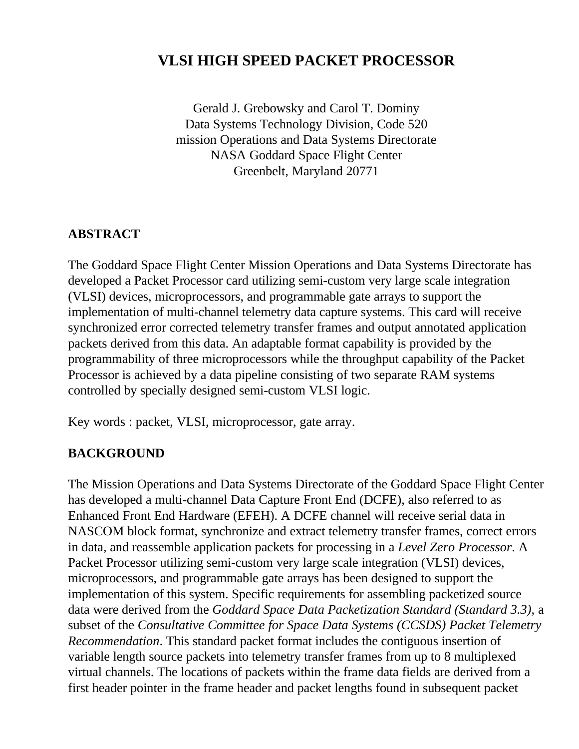# VLSI HIGH SPEED PACKET PROCESSOR

Gerald J. Grebowsky and Carol T. Dominy
Data Systems Technology Division, Code 520
mission Operations and Data Systems Directorate
NASA Goddard Space Flight Center
Greenbelt, Maryland 20771

## ABSTRACT

The Goddard Space Flight Center Mission Operations and Data Systems Directorate has developed a Packet Processor card utilizing semi-custom very large scale integration (VLSI) devices, microprocessors, and programmable gate arrays to support the implementation of multi-channel telemetry data capture systems. This card will receive synchronized error corrected telemetry transfer frames and output annotated application packets derived from this data. An adaptable format capability is provided by the programmability of three microprocessors while the throughput capability of the Packet Processor is achieved by a data pipeline consisting of two separate RAM systems controlled by specially designed semi-custom VLSI logic.

Key words : packet, VLSI, microprocessor, gate array.

## BACKGROUND

The Mission Operations and Data Systems Directorate of the Goddard Space Flight Center has developed a multi-channel Data Capture Front End (DCFE), also referred to as Enhanced Front End Hardware (EFEH). A DCFE channel will receive serial data in NASCOM block format, synchronize and extract telemetry transfer frames, correct errors in data, and reassemble application packets for processing in a *Level Zero Processor*. A Packet Processor utilizing semi-custom very large scale integration (VLSI) devices, microprocessors, and programmable gate arrays has been designed to support the implementation of this system. Specific requirements for assembling packetized source data were derived from the *Goddard Space Data Packetization Standard (Standard 3.3)*, a subset of the *Consultative Committee for Space Data Systems (CCSDS) Packet Telemetry Recommendation*. This standard packet format includes the contiguous insertion of variable length source packets into telemetry transfer frames from up to 8 multiplexed virtual channels. The locations of packets within the frame data fields are derived from a first header pointer in the frame header and packet lengths found in subsequent packet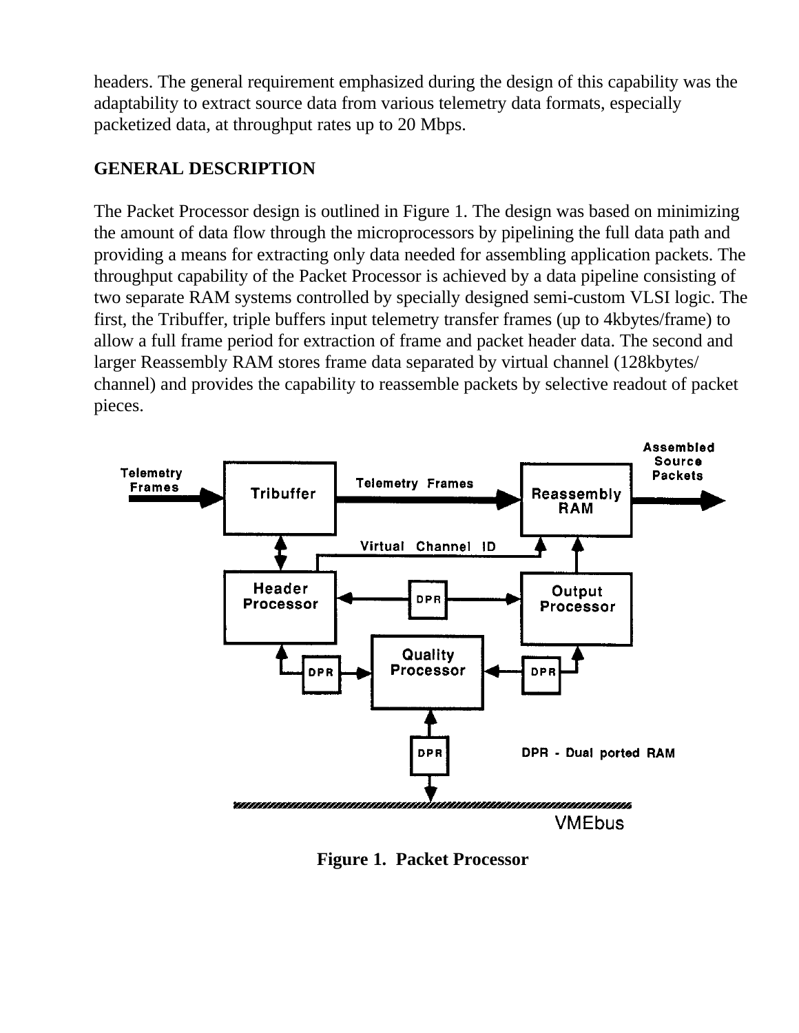headers. The general requirement emphasized during the design of this capability was the adaptability to extract source data from various telemetry data formats, especially packetized data, at throughput rates up to 20 Mbps.

## GENERAL DESCRIPTION

The Packet Processor design is outlined in Figure 1. The design was based on minimizing the amount of data flow through the microprocessors by pipelining the full data path and providing a means for extracting only data needed for assembling application packets. The throughput capability of the Packet Processor is achieved by a data pipeline consisting of two separate RAM systems controlled by specially designed semi-custom VLSI logic. The first, the Tribuffer, triple buffers input telemetry transfer frames (up to 4kbytes/frame) to allow a full frame period for extraction of frame and packet header data. The second and larger Reassembly RAM stores frame data separated by virtual channel (128kbytes/ channel) and provides the capability to reassemble packets by selective readout of packet pieces.

**Figure 1. Packet Processor**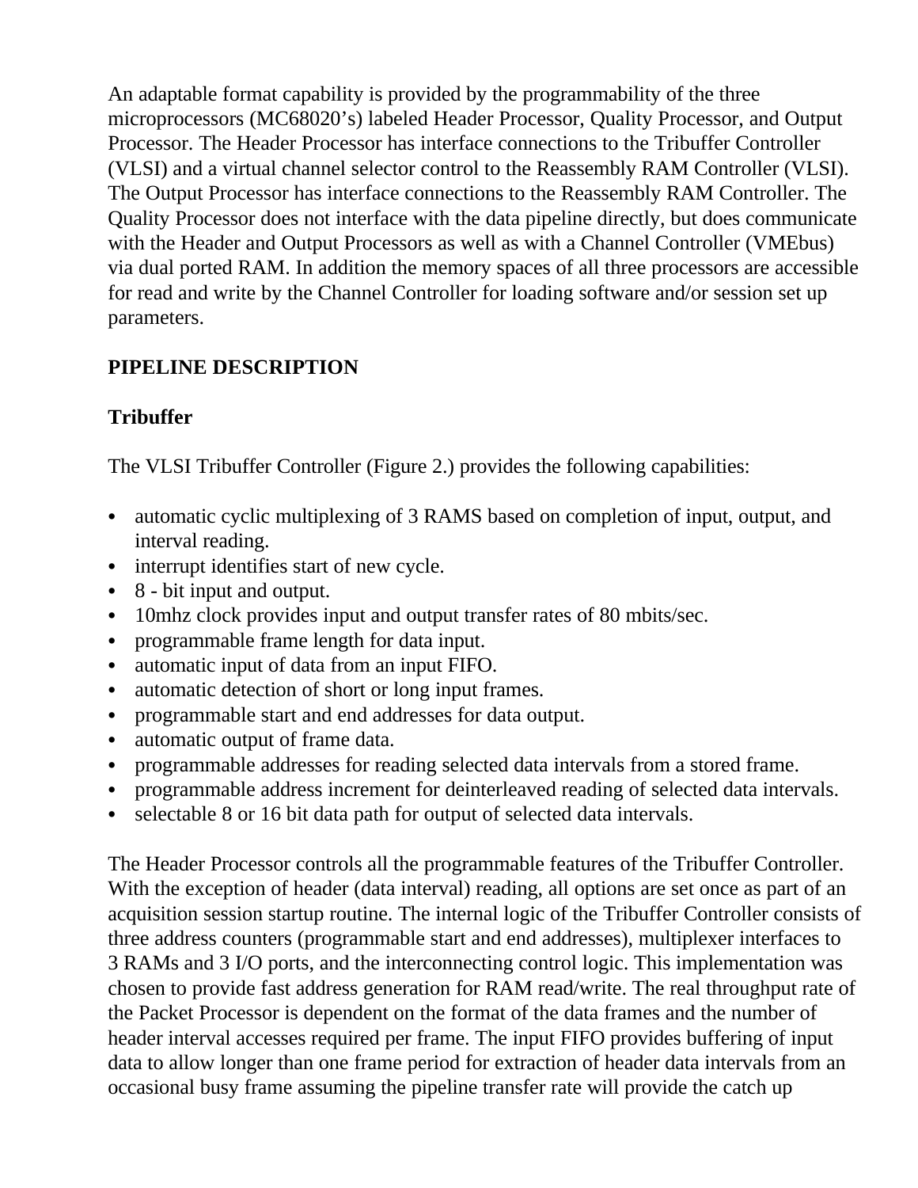An adaptable format capability is provided by the programmability of the three microprocessors (MC68020's) labeled Header Processor, Quality Processor, and Output Processor. The Header Processor has interface connections to the Tribuffer Controller (VLSI) and a virtual channel selector control to the Reassembly RAM Controller (VLSI). The Output Processor has interface connections to the Reassembly RAM Controller. The Quality Processor does not interface with the data pipeline directly, but does communicate with the Header and Output Processors as well as with a Channel Controller (VMEbus) via dual ported RAM. In addition the memory spaces of all three processors are accessible for read and write by the Channel Controller for loading software and/or session set up parameters.

## PIPELINE DESCRIPTION

### Tribuffer

The VLSI Tribuffer Controller (Figure 2.) provides the following capabilities:

- automatic cyclic multiplexing of 3 RAMS based on completion of input, output, and interval reading.
- interrupt identifies start of new cycle.
- 8 - bit input and output.
- 10mhz clock provides input and output transfer rates of 80 mbits/sec.
- programmable frame length for data input.
- automatic input of data from an input FIFO.
- automatic detection of short or long input frames.
- programmable start and end addresses for data output.
- automatic output of frame data.
- programmable addresses for reading selected data intervals from a stored frame.
- programmable address increment for deinterleaved reading of selected data intervals.
- selectable 8 or 16 bit data path for output of selected data intervals.

The Header Processor controls all the programmable features of the Tribuffer Controller. With the exception of header (data interval) reading, all options are set once as part of an acquisition session startup routine. The internal logic of the Tribuffer Controller consists of three address counters (programmable start and end addresses), multiplexer interfaces to 3 RAMs and 3 I/O ports, and the interconnecting control logic. This implementation was chosen to provide fast address generation for RAM read/write. The real throughput rate of the Packet Processor is dependent on the format of the data frames and the number of header interval accesses required per frame. The input FIFO provides buffering of input data to allow longer than one frame period for extraction of header data intervals from an occasional busy frame assuming the pipeline transfer rate will provide the catch up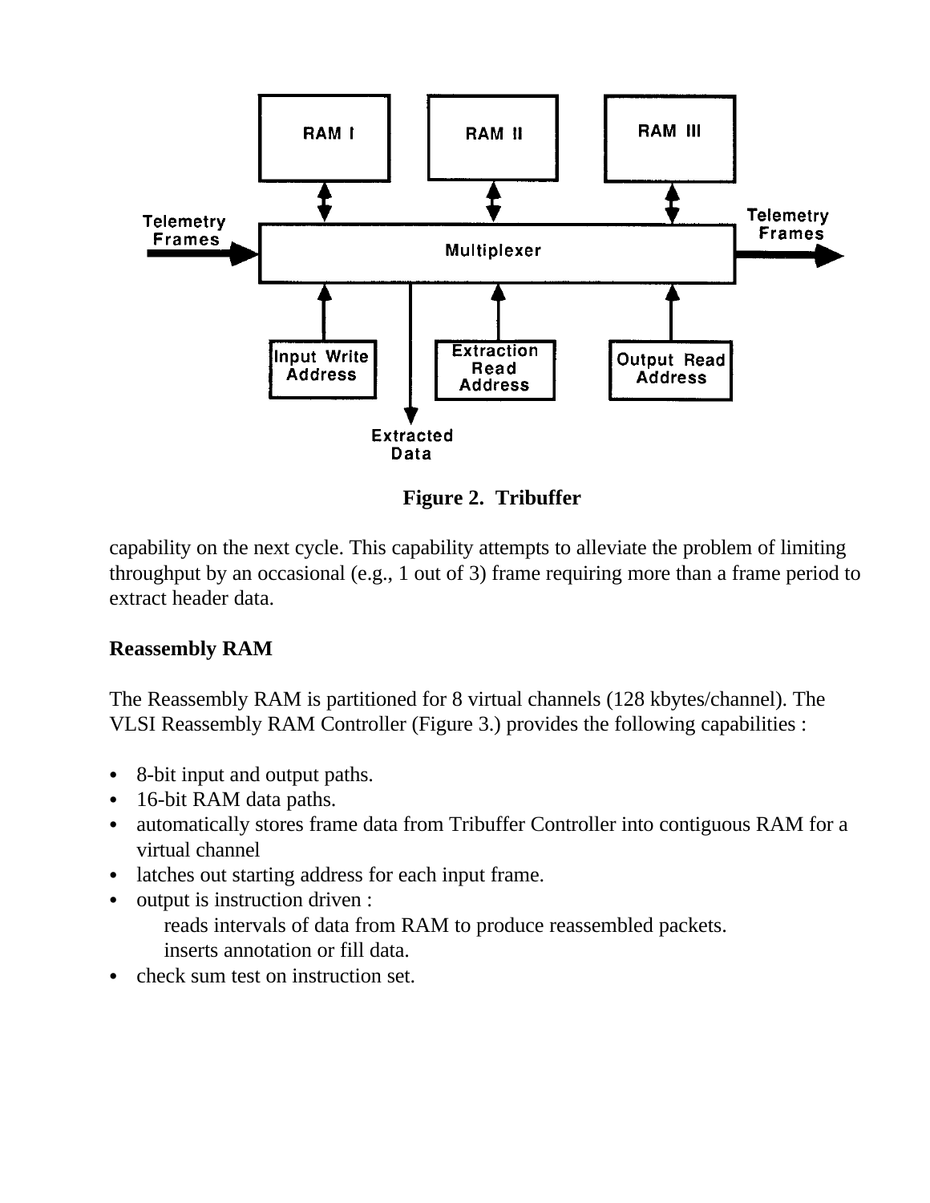**Figure 2. Tribuffer**

capability on the next cycle. This capability attempts to alleviate the problem of limiting throughput by an occasional (e.g., 1 out of 3) frame requiring more than a frame period to extract header data.

## Reassembly RAM

The Reassembly RAM is partitioned for 8 virtual channels (128 kbytes/channel). The VLSI Reassembly RAM Controller (Figure 3.) provides the following capabilities :

- 8-bit input and output paths.
- 16-bit RAM data paths.
- automatically stores frame data from Tribuffer Controller into contiguous RAM for a virtual channel
- latches out starting address for each input frame.
- output is instruction driven :
  - reads intervals of data from RAM to produce reassembled packets.
  - inserts annotation or fill data.
- check sum test on instruction set.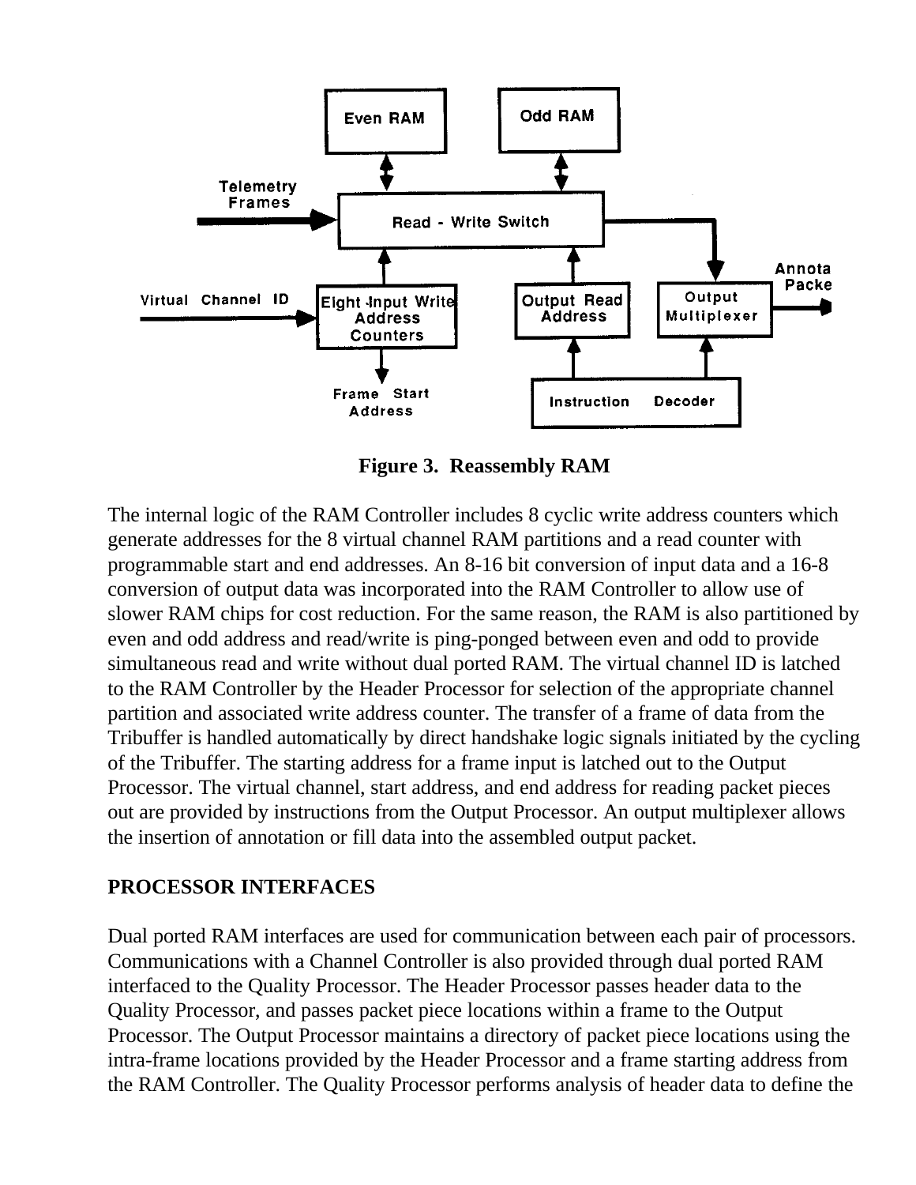**Figure 3. Reassembly RAM**

The internal logic of the RAM Controller includes 8 cyclic write address counters which generate addresses for the 8 virtual channel RAM partitions and a read counter with programmable start and end addresses. An 8-16 bit conversion of input data and a 16-8 conversion of output data was incorporated into the RAM Controller to allow use of slower RAM chips for cost reduction. For the same reason, the RAM is also partitioned by even and odd address and read/write is ping-ponged between even and odd to provide simultaneous read and write without dual ported RAM. The virtual channel ID is latched to the RAM Controller by the Header Processor for selection of the appropriate channel partition and associated write address counter. The transfer of a frame of data from the Tribuffer is handled automatically by direct handshake logic signals initiated by the cycling of the Tribuffer. The starting address for a frame input is latched out to the Output Processor. The virtual channel, start address, and end address for reading packet pieces out are provided by instructions from the Output Processor. An output multiplexer allows the insertion of annotation or fill data into the assembled output packet.

## PROCESSOR INTERFACES

Dual ported RAM interfaces are used for communication between each pair of processors. Communications with a Channel Controller is also provided through dual ported RAM interfaced to the Quality Processor. The Header Processor passes header data to the Quality Processor, and passes packet piece locations within a frame to the Output Processor. The Output Processor maintains a directory of packet piece locations using the intra-frame locations provided by the Header Processor and a frame starting address from the RAM Controller. The Quality Processor performs analysis of header data to define the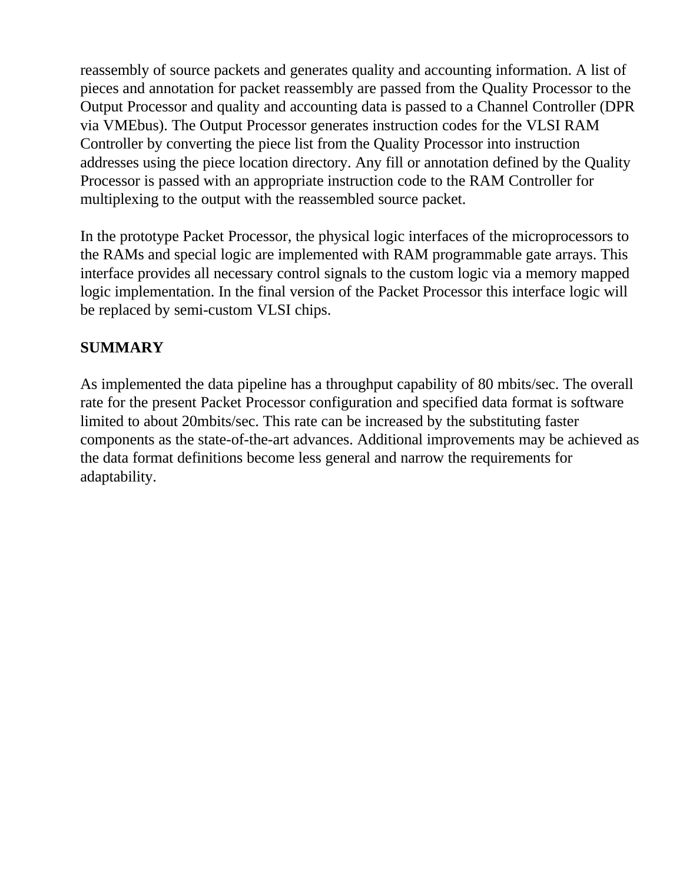reassembly of source packets and generates quality and accounting information. A list of pieces and annotation for packet reassembly are passed from the Quality Processor to the Output Processor and quality and accounting data is passed to a Channel Controller (DPR via VMEbus). The Output Processor generates instruction codes for the VLSI RAM Controller by converting the piece list from the Quality Processor into instruction addresses using the piece location directory. Any fill or annotation defined by the Quality Processor is passed with an appropriate instruction code to the RAM Controller for multiplexing to the output with the reassembled source packet.

In the prototype Packet Processor, the physical logic interfaces of the microprocessors to the RAMs and special logic are implemented with RAM programmable gate arrays. This interface provides all necessary control signals to the custom logic via a memory mapped logic implementation. In the final version of the Packet Processor this interface logic will be replaced by semi-custom VLSI chips.

## SUMMARY

As implemented the data pipeline has a throughput capability of 80 mbits/sec. The overall rate for the present Packet Processor configuration and specified data format is software limited to about 20mbits/sec. This rate can be increased by the substituting faster components as the state-of-the-art advances. Additional improvements may be achieved as the data format definitions become less general and narrow the requirements for adaptability.